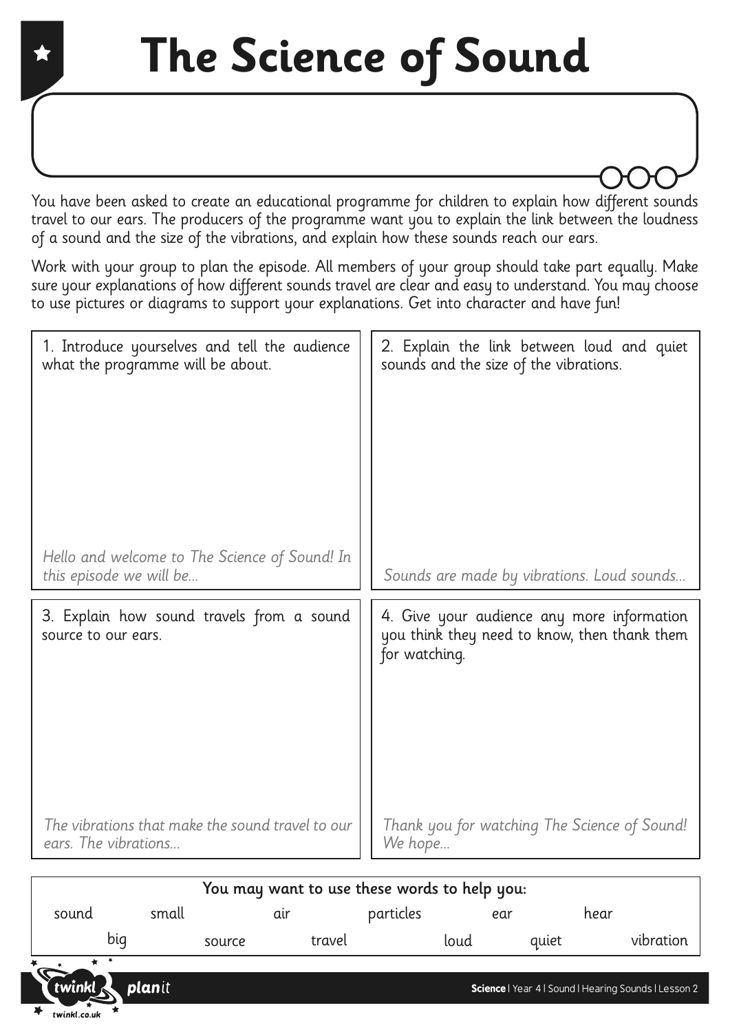# The Science of Sound

You have been asked to create an educational programme for children to explain how different sounds travel to our ears. The producers of the programme want you to explain the link between the loudness of a sound and the size of the vibrations, and explain how these sounds reach our ears.

Work with your group to plan the episode. All members of your group should take part equally. Make sure your explanations of how different sounds travel are clear and easy to understand. You may choose to use pictures or diagrams to support your explanations. Get into character and have fun!

1. Introduce yourselves and tell the audience what the programme will be about.

*Hello and welcome to The Science of Sound! In this episode we will be...*

2. Explain the link between loud and quiet sounds and the size of the vibrations.

*Sounds are made by vibrations. Loud sounds...*

3. Explain how sound travels from a sound source to our ears.

*The vibrations that make the sound travel to our ears. The vibrations...*

4. Give your audience any more information you think they need to know, then thank them for watching.

*Thank you for watching The Science of Sound! We hope...*

**You may want to use these words to help you:**

sound, small, air, particles, ear, hear, big, source, travel, loud, quiet, vibration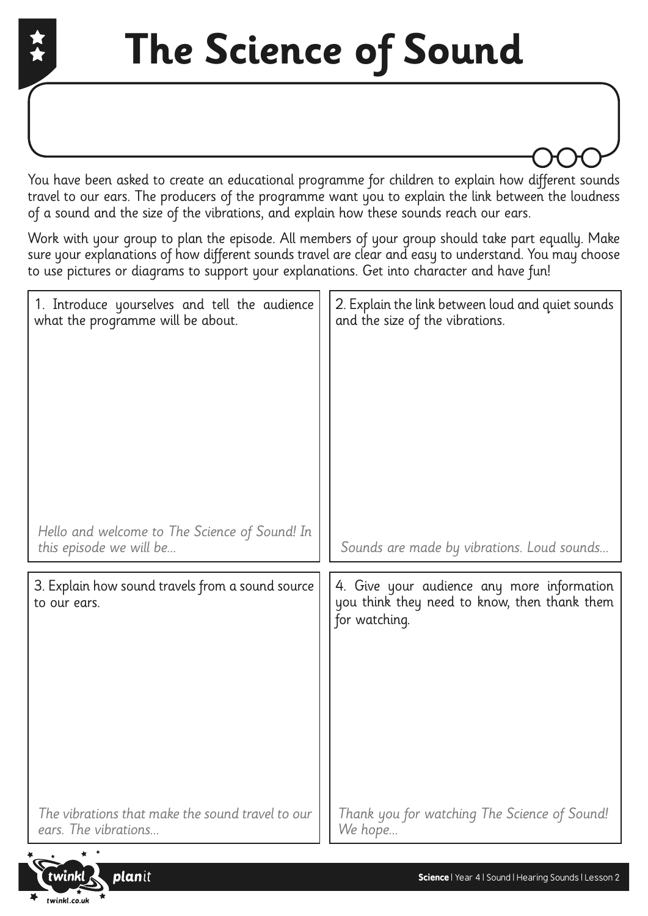# The Science of Sound

You have been asked to create an educational programme for children to explain how different sounds travel to our ears. The producers of the programme want you to explain the link between the loudness of a sound and the size of the vibrations, and explain how these sounds reach our ears.

Work with your group to plan the episode. All members of your group should take part equally. Make sure your explanations of how different sounds travel are clear and easy to understand. You may choose to use pictures or diagrams to support your explanations. Get into character and have fun!

1. Introduce yourselves and tell the audience what the programme will be about.

*Hello and welcome to The Science of Sound! In this episode we will be...*

2. Explain the link between loud and quiet sounds and the size of the vibrations.

*Sounds are made by vibrations. Loud sounds...*

3. Explain how sound travels from a sound source to our ears.

*The vibrations that make the sound travel to our ears. The vibrations...*

4. Give your audience any more information you think they need to know, then thank them for watching.

*Thank you for watching The Science of Sound! We hope...*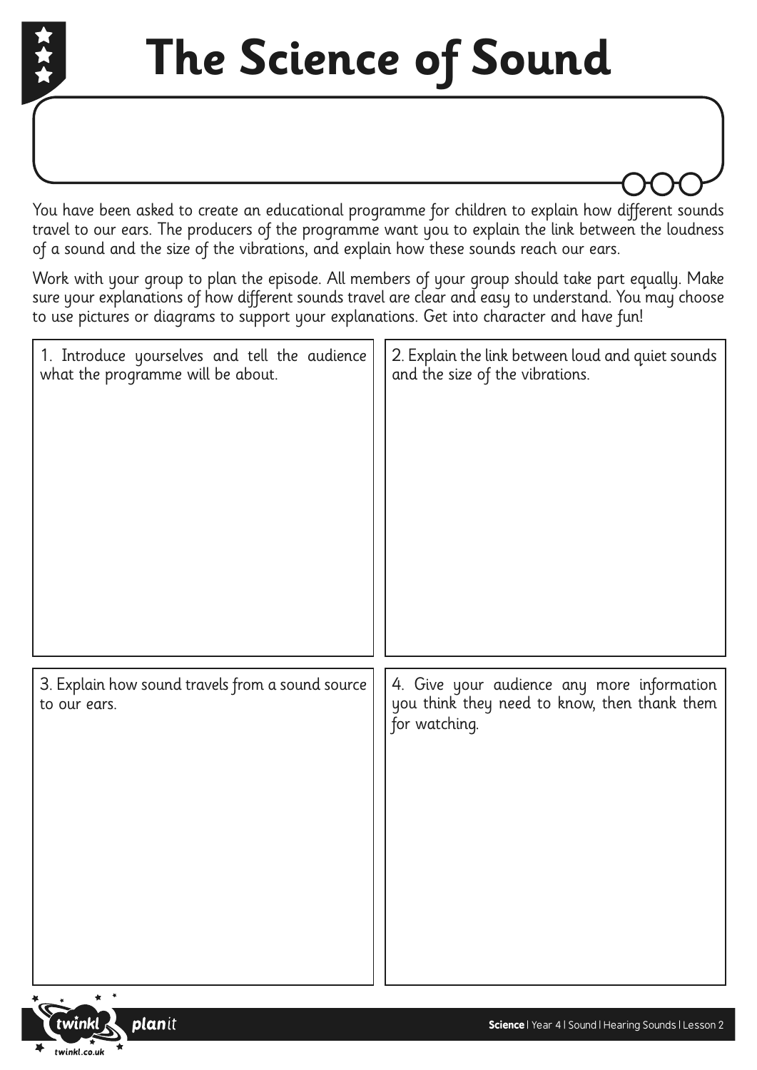# The Science of Sound

You have been asked to create an educational programme for children to explain how different sounds travel to our ears. The producers of the programme want you to explain the link between the loudness of a sound and the size of the vibrations, and explain how these sounds reach our ears.

Work with your group to plan the episode. All members of your group should take part equally. Make sure your explanations of how different sounds travel are clear and easy to understand. You may choose to use pictures or diagrams to support your explanations. Get into character and have fun!

1. Introduce yourselves and tell the audience what the programme will be about.

2. Explain the link between loud and quiet sounds and the size of the vibrations.

3. Explain how sound travels from a sound source to our ears.

4. Give your audience any more information you think they need to know, then thank them for watching.